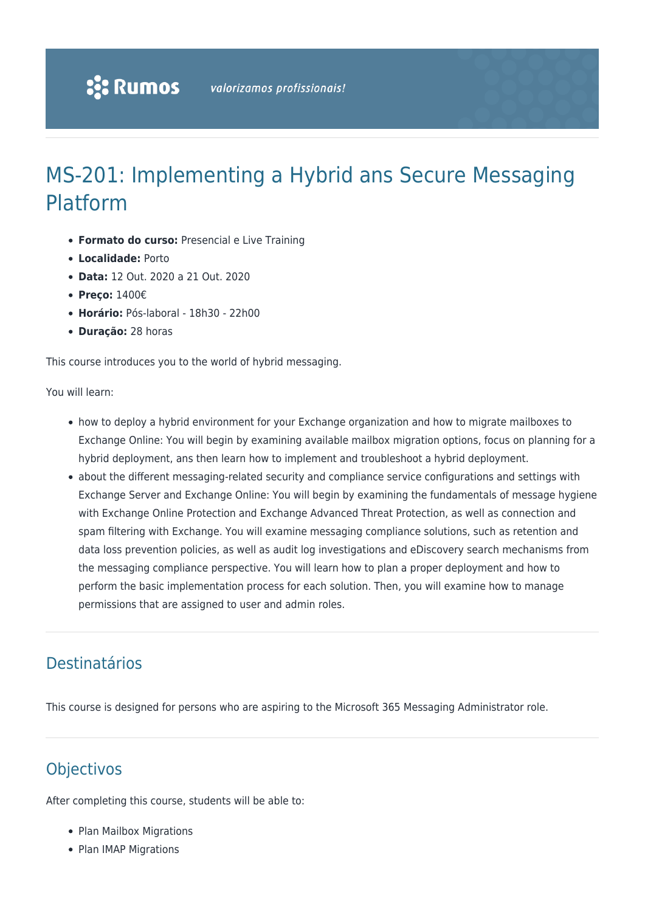# MS-201: Implementing a Hybrid ans Secure Messaging Platform

- **Formato do curso:** Presencial e Live Training
- **Localidade:** Porto
- **Data:** 12 Out. 2020 a 21 Out. 2020
- **Preço:** 1400€
- **Horário:** Pós-laboral - 18h30 - 22h00
- **Duração:** 28 horas

This course introduces you to the world of hybrid messaging.

You will learn:

- how to deploy a hybrid environment for your Exchange organization and how to migrate mailboxes to Exchange Online: You will begin by examining available mailbox migration options, focus on planning for a hybrid deployment, ans then learn how to implement and troubleshoot a hybrid deployment.
- about the different messaging-related security and compliance service configurations and settings with Exchange Server and Exchange Online: You will begin by examining the fundamentals of message hygiene with Exchange Online Protection and Exchange Advanced Threat Protection, as well as connection and spam filtering with Exchange. You will examine messaging compliance solutions, such as retention and data loss prevention policies, as well as audit log investigations and eDiscovery search mechanisms from the messaging compliance perspective. You will learn how to plan a proper deployment and how to perform the basic implementation process for each solution. Then, you will examine how to manage permissions that are assigned to user and admin roles.

## Destinatários

This course is designed for persons who are aspiring to the Microsoft 365 Messaging Administrator role.

## Objectivos

After completing this course, students will be able to:

- Plan Mailbox Migrations
- Plan IMAP Migrations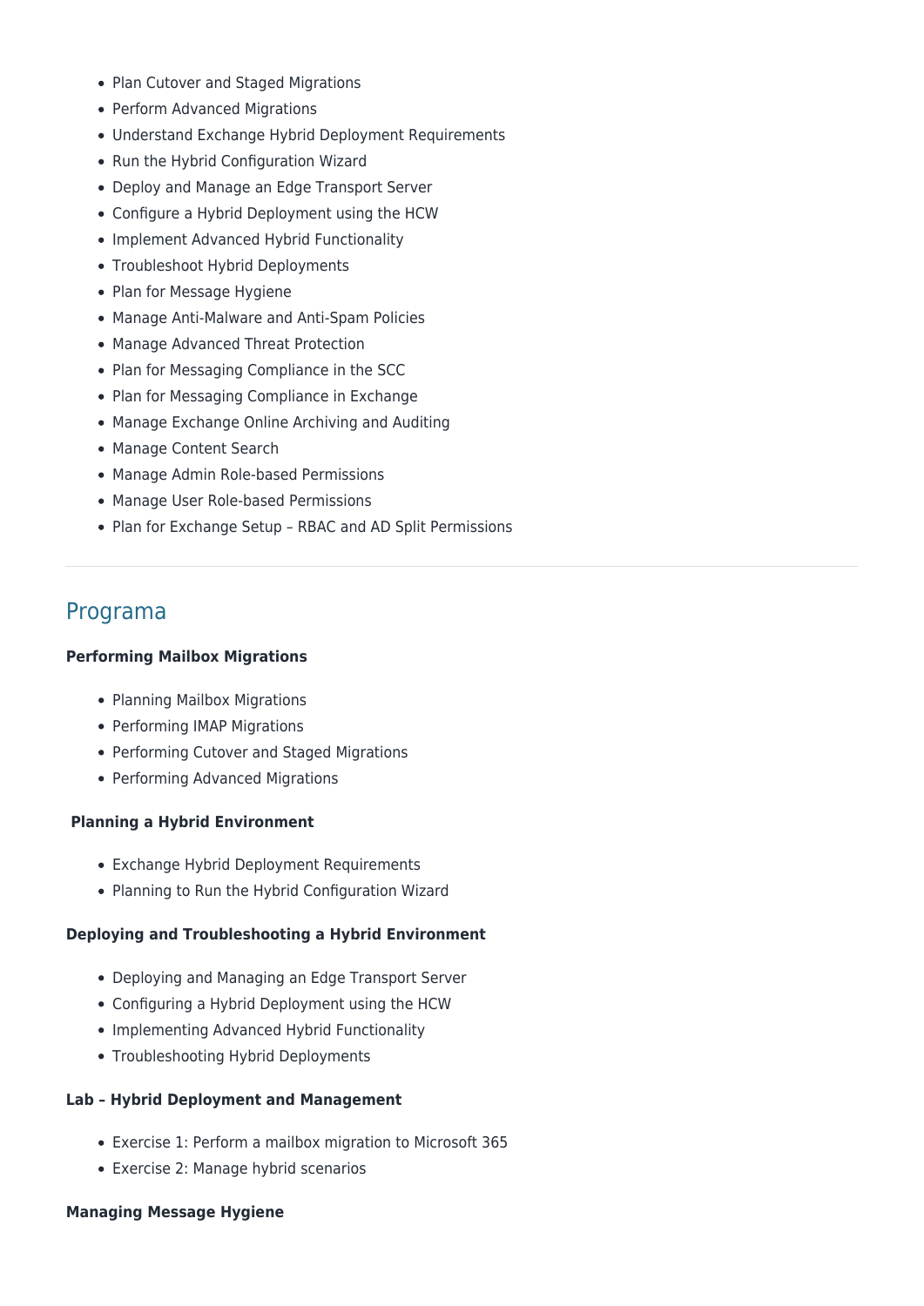- Plan Cutover and Staged Migrations
- Perform Advanced Migrations
- Understand Exchange Hybrid Deployment Requirements
- Run the Hybrid Configuration Wizard
- Deploy and Manage an Edge Transport Server
- Configure a Hybrid Deployment using the HCW
- Implement Advanced Hybrid Functionality
- Troubleshoot Hybrid Deployments
- Plan for Message Hygiene
- Manage Anti-Malware and Anti-Spam Policies
- Manage Advanced Threat Protection
- Plan for Messaging Compliance in the SCC
- Plan for Messaging Compliance in Exchange
- Manage Exchange Online Archiving and Auditing
- Manage Content Search
- Manage Admin Role-based Permissions
- Manage User Role-based Permissions
- Plan for Exchange Setup – RBAC and AD Split Permissions

---

## Programa

**Performing Mailbox Migrations**

- Planning Mailbox Migrations
- Performing IMAP Migrations
- Performing Cutover and Staged Migrations
- Performing Advanced Migrations

**Planning a Hybrid Environment**

- Exchange Hybrid Deployment Requirements
- Planning to Run the Hybrid Configuration Wizard

**Deploying and Troubleshooting a Hybrid Environment**

- Deploying and Managing an Edge Transport Server
- Configuring a Hybrid Deployment using the HCW
- Implementing Advanced Hybrid Functionality
- Troubleshooting Hybrid Deployments

**Lab – Hybrid Deployment and Management**

- Exercise 1: Perform a mailbox migration to Microsoft 365
- Exercise 2: Manage hybrid scenarios

**Managing Message Hygiene**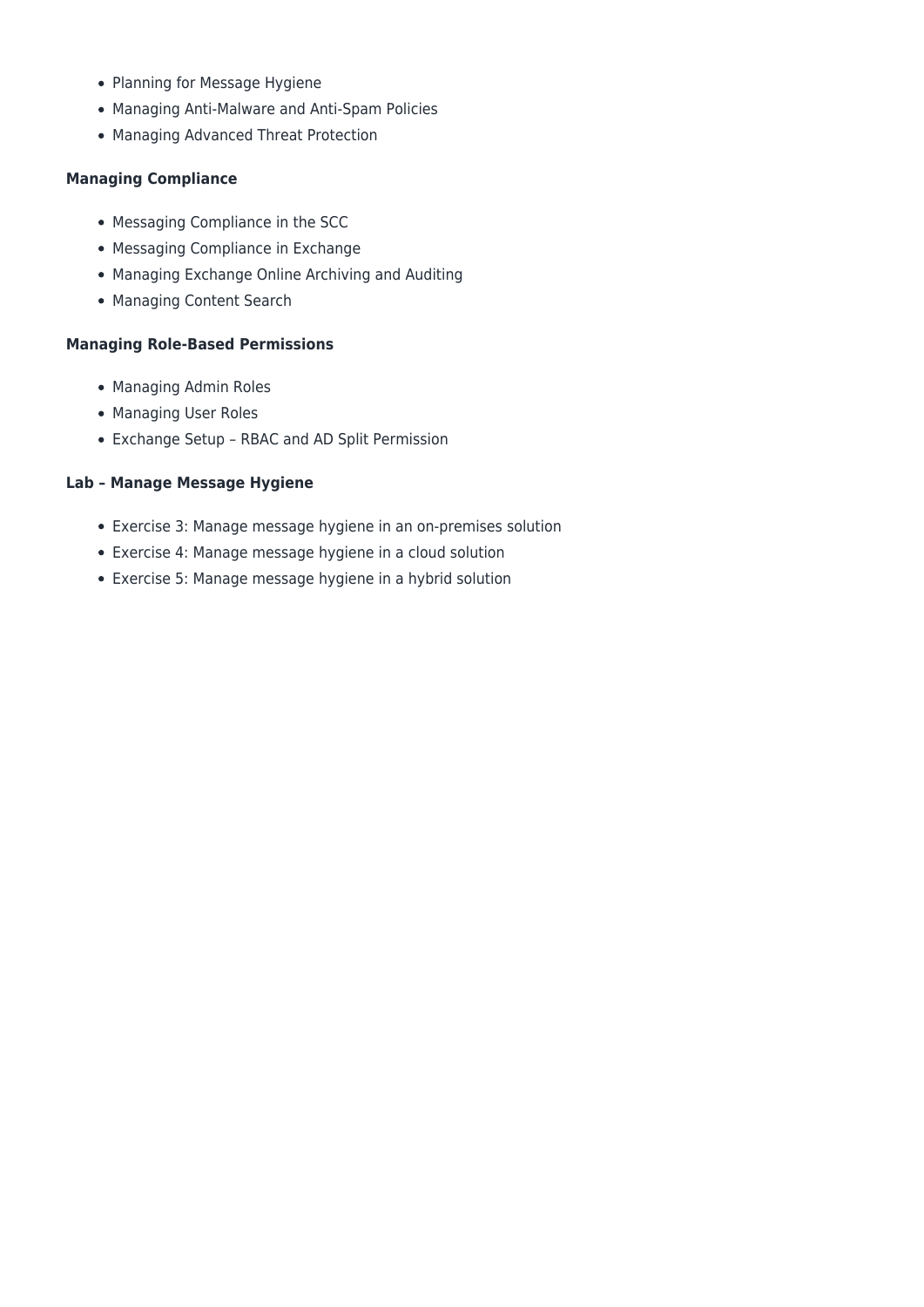- Planning for Message Hygiene
- Managing Anti-Malware and Anti-Spam Policies
- Managing Advanced Threat Protection

**Managing Compliance**

- Messaging Compliance in the SCC
- Messaging Compliance in Exchange
- Managing Exchange Online Archiving and Auditing
- Managing Content Search

**Managing Role-Based Permissions**

- Managing Admin Roles
- Managing User Roles
- Exchange Setup – RBAC and AD Split Permission

**Lab – Manage Message Hygiene**

- Exercise 3: Manage message hygiene in an on-premises solution
- Exercise 4: Manage message hygiene in a cloud solution
- Exercise 5: Manage message hygiene in a hybrid solution